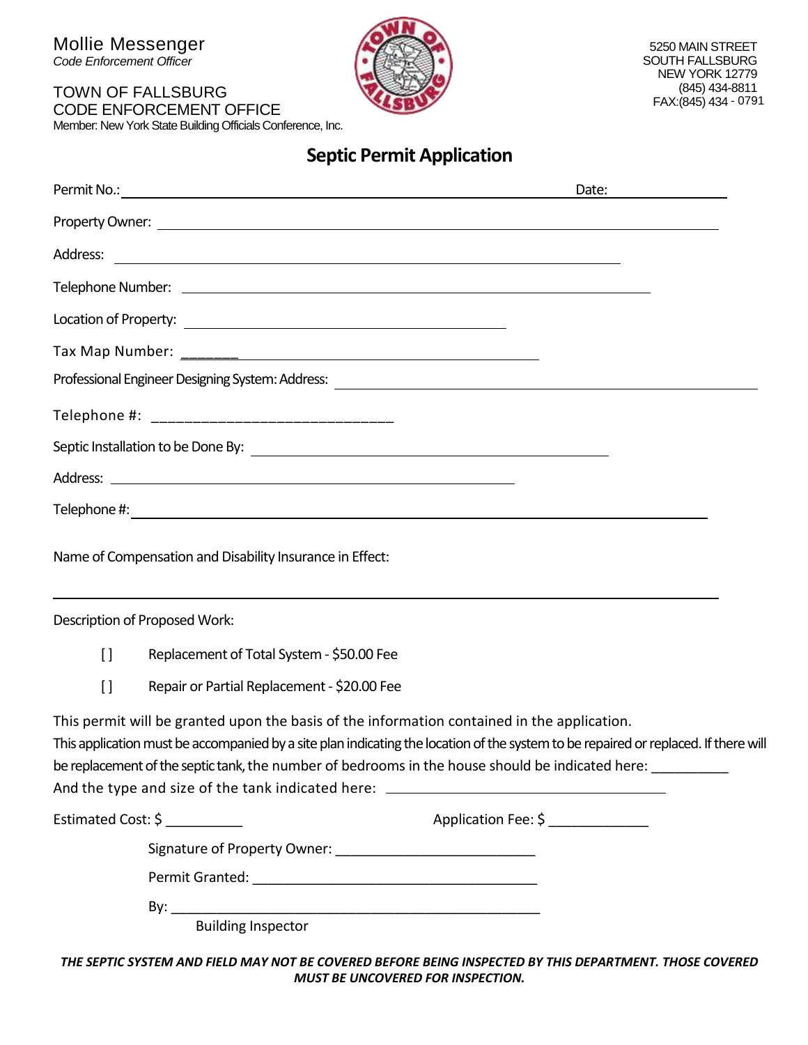Mollie Messenger
*Code Enforcement Officer*

TOWN OF FALLSBURG
CODE ENFORCEMENT OFFICE
Member: New York State Building Officials Conference, Inc.

5250 MAIN STREET
SOUTH FALLSBURG
NEW YORK 12779
(845) 434-8811
FAX:(845) 434 - 0791

# Septic Permit Application

Permit No.:______________________________________________ Date:______________

Property Owner: ______________________________________________________________

Address: ____________________________________________________

Telephone Number: ________________________________________________

Location of Property: ________________________________

Tax Map Number: _______________________________________

Professional Engineer Designing System: Address: ________________________________________

Telephone #: ______________________________

Septic Installation to be Done By: ____________________________________

Address: ________________________________________

Telephone #:___________________________________________________________

Name of Compensation and Disability Insurance in Effect:

________________________________________________________________________

Description of Proposed Work:

[] Replacement of Total System - $50.00 Fee

[] Repair or Partial Replacement - $20.00 Fee

This permit will be granted upon the basis of the information contained in the application.
This application must be accompanied by a site plan indicating the location of the system to be repaired or replaced. If there will be replacement of the septic tank, the number of bedrooms in the house should be indicated here: __________
And the type and size of the tank indicated here: ____________________________

Estimated Cost: $ __________ Application Fee: $ _____________

Signature of Property Owner: __________________________

Permit Granted: ______________________________________

By: _____________________________________________________
Building Inspector

***THE SEPTIC SYSTEM AND FIELD MAY NOT BE COVERED BEFORE BEING INSPECTED BY THIS DEPARTMENT. THOSE COVERED MUST BE UNCOVERED FOR INSPECTION.***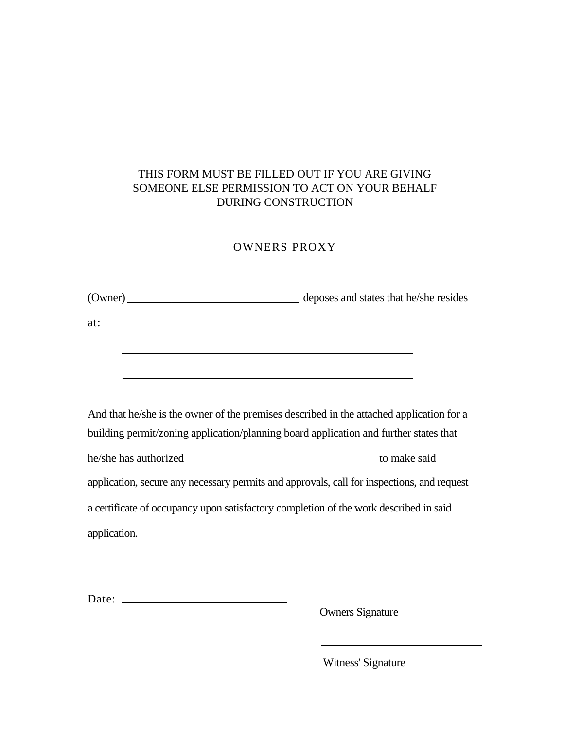THIS FORM MUST BE FILLED OUT IF YOU ARE GIVING SOMEONE ELSE PERMISSION TO ACT ON YOUR BEHALF DURING CONSTRUCTION

# OWNERS PROXY

(Owner) ______________________________ deposes and states that he/she resides at:

______________________________________________________

______________________________________________________

And that he/she is the owner of the premises described in the attached application for a building permit/zoning application/planning board application and further states that he/she has authorized ______________________________ to make said application, secure any necessary permits and approvals, call for inspections, and request a certificate of occupancy upon satisfactory completion of the work described in said application.

Date: ____________________________

______________________________
Owners Signature

______________________________
Witness' Signature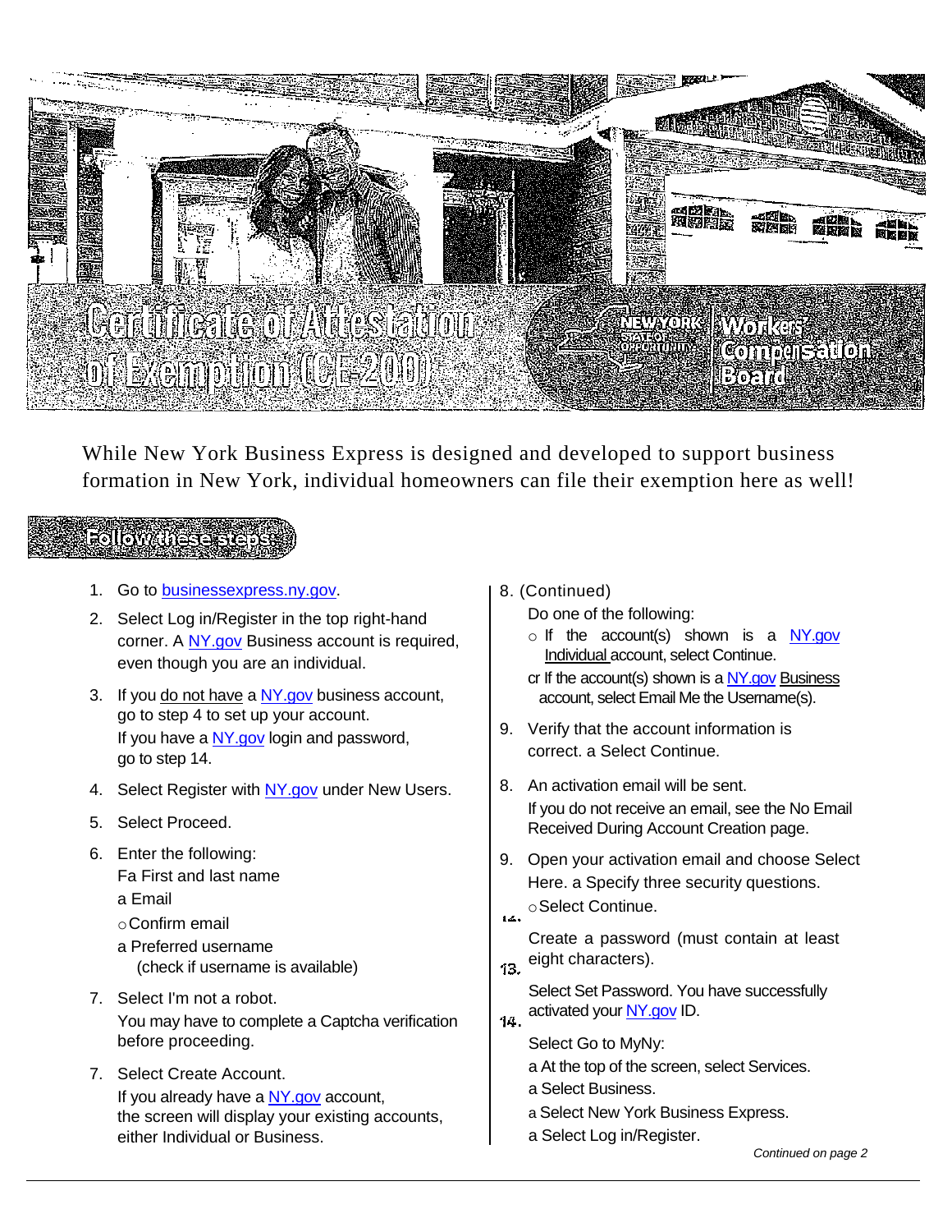# Certificate of Attestation of Exemption (CE-200)

NEW YORK STATE OF OPPORTUNITY | Workers' Compensation Board

While New York Business Express is designed and developed to support business formation in New York, individual homeowners can file their exemption here as well!

## Follow these steps:

1. Go to businessexpress.ny.gov.
2. Select Log in/Register in the top right-hand corner. A NY.gov Business account is required, even though you are an individual.
3. If you do not have a NY.gov business account, go to step 4 to set up your account.
   If you have a NY.gov login and password, go to step 14.
4. Select Register with NY.gov under New Users.
5. Select Proceed.
6. Enter the following:
   - First and last name
   - Email
   - Confirm email
   - Preferred username (check if username is available)
7. Select I'm not a robot.
   You may have to complete a Captcha verification before proceeding.
8. Select Create Account.
   If you already have a NY.gov account, the screen will display your existing accounts, either Individual or Business.

8. (Continued)
   Do one of the following:
   - If the account(s) shown is a NY.gov Individual account, select Continue.
   - or If the account(s) shown is a NY.gov Business account, select Email Me the Username(s).
9. Verify that the account information is correct.
   - Select Continue.
10. An activation email will be sent.
    If you do not receive an email, see the No Email Received During Account Creation page.
11. Open your activation email and choose Select Here.
    - Specify three security questions.
    - Select Continue.
12. Create a password (must contain at least eight characters).
13. Select Set Password. You have successfully activated your NY.gov ID.
14. Select Go to MyNy:
    - At the top of the screen, select Services.
    - Select Business.
    - Select New York Business Express.
    - Select Log in/Register.

*Continued on page 2*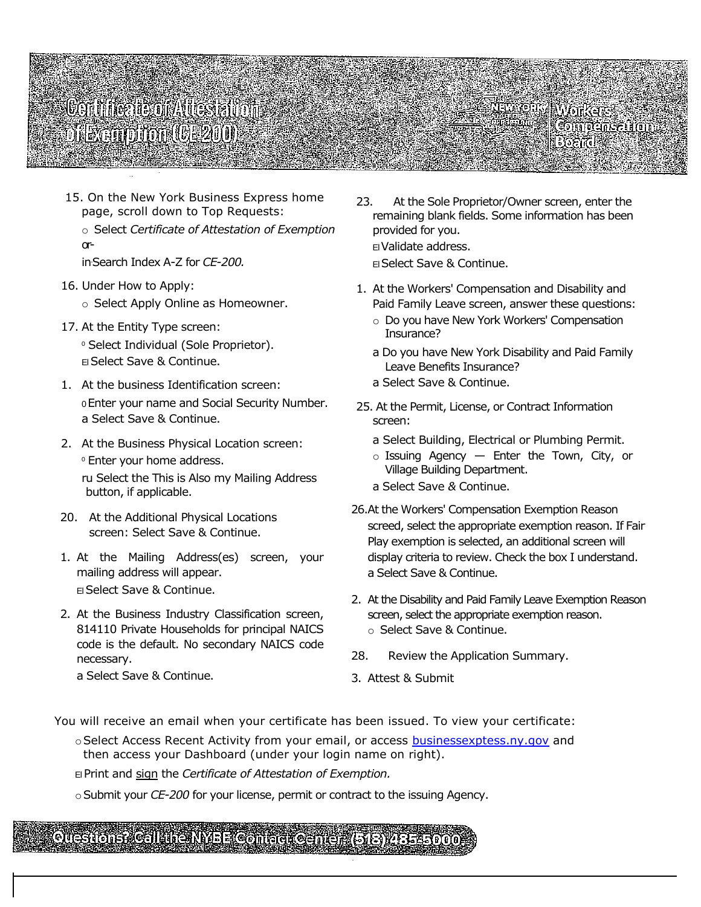# Certificate of Attestation of Exemption (CE-200)

NEW YORK STATE Workers Compensation Board

15. On the New York Business Express home page, scroll down to Top Requests:
    - Select *Certificate of Attestation of Exemption* or-
    - Search Index A-Z for *CE-200.*

16. Under How to Apply:
    - Select Apply Online as Homeowner.

17. At the Entity Type screen:
    - Select Individual (Sole Proprietor).
    - Select Save & Continue.

1. At the business Identification screen:
    - Enter your name and Social Security Number.
    - Select Save & Continue.

2. At the Business Physical Location screen:
    - Enter your home address.
    - Select the This is Also my Mailing Address button, if applicable.

20. At the Additional Physical Locations screen: Select Save & Continue.

1. At the Mailing Address(es) screen, your mailing address will appear.
    - Select Save & Continue.

2. At the Business Industry Classification screen, 814110 Private Households for principal NAICS code is the default. No secondary NAICS code necessary.
    - Select Save & Continue.

23. At the Sole Proprietor/Owner screen, enter the remaining blank fields. Some information has been provided for you.
    - Validate address.
    - Select Save & Continue.

1. At the Workers' Compensation and Disability and Paid Family Leave screen, answer these questions:
    - Do you have New York Workers' Compensation Insurance?
    - Do you have New York Disability and Paid Family Leave Benefits Insurance?
    - Select Save & Continue.

25. At the Permit, License, or Contract Information screen:
    - Select Building, Electrical or Plumbing Permit.
    - Issuing Agency — Enter the Town, City, or Village Building Department.
    - Select Save & Continue.

26. At the Workers' Compensation Exemption Reason screed, select the appropriate exemption reason. If Fair Play exemption is selected, an additional screen will display criteria to review. Check the box I understand.
    - Select Save & Continue.

2. At the Disability and Paid Family Leave Exemption Reason screen, select the appropriate exemption reason.
    - Select Save & Continue.

28. Review the Application Summary.

3. Attest & Submit

You will receive an email when your certificate has been issued. To view your certificate:

- Select Access Recent Activity from your email, or access businessexptess.ny.gov and then access your Dashboard (under your login name on right).
- Print and sign the *Certificate of Attestation of Exemption.*
- Submit your *CE-200* for your license, permit or contract to the issuing Agency.

**Questions? Call the NYBE Contact Center: (518) 485-5000**